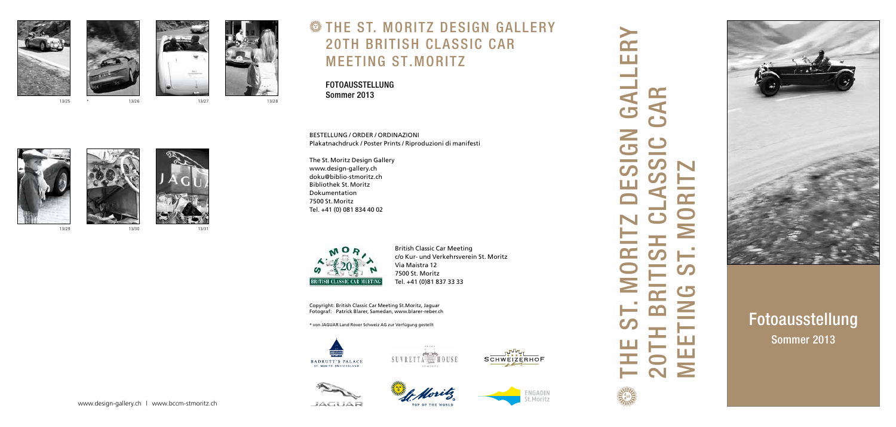13/25 * 13/26 13/27 13/28

13/29 13/30 13/31

# THE ST. MORITZ DESIGN GALLERY 20TH BRITISH CLASSIC CAR MEETING ST.MORITZ

FOTOAUSSTELLUNG
Sommer 2013

BESTELLUNG / ORDER / ORDINAZIONI
Plakatnachdruck / Poster Prints / Riproduzioni di manifesti

The St. Moritz Design Gallery
www.design-gallery.ch
doku@biblio-stmoritz.ch
Bibliothek St. Moritz
Dokumentation
7500 St. Moritz
Tel. +41 (0) 081 834 40 02

British Classic Car Meeting
c/o Kur- und Verkehrsverein St. Moritz
Via Maistra 12
7500 St. Moritz
Tel. +41 (0)81 837 33 33

Copyright: British Classic Car Meeting St.Moritz, Jaguar
Fotograf: Patrick Blarer, Samedan, www.blarer-reber.ch

* von JAGUAR Land Rover Schweiz AG zur Verfügung gestellt

www.design-gallery.ch | www.bccm-stmoritz.ch

# THE ST. MORITZ DESIGN GALLERY 20TH BRITISH CLASSIC CAR MEETING ST. MORITZ

## Fotoausstellung
Sommer 2013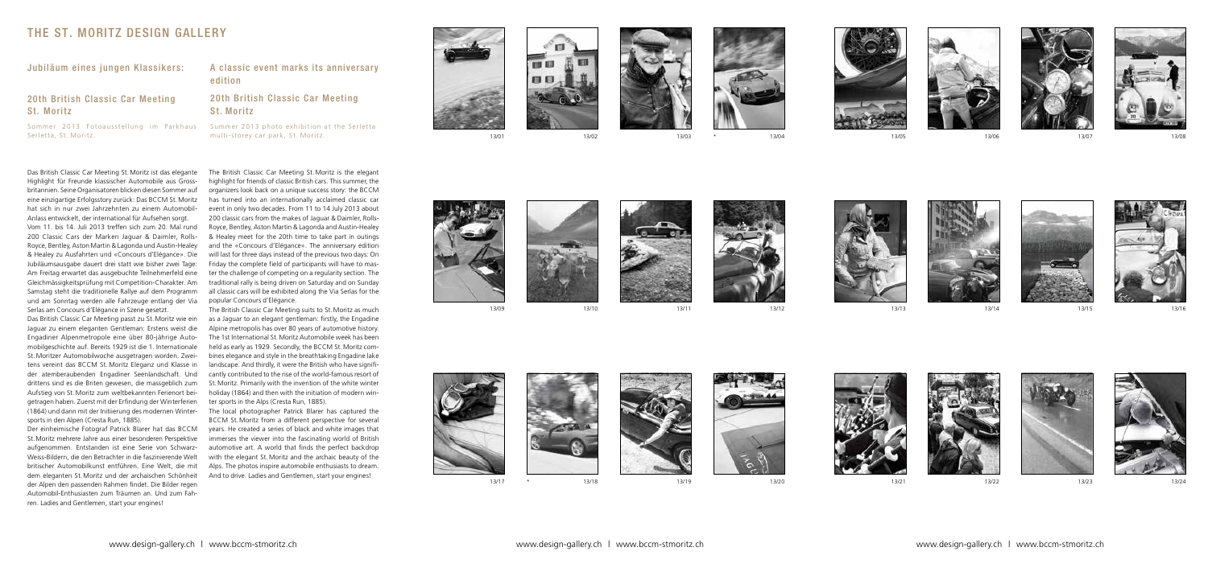# THE ST. MORITZ DESIGN GALLERY

## Jubiläum eines jungen Klassikers:

## 20th British Classic Car Meeting St. Moritz

Sommer 2013 Fotoausstellung im Parkhaus Serletta, St. Moritz.

Das British Classic Car Meeting St. Moritz ist das elegante Highlight für Freunde klassischer Automobile aus Grossbritannien. Seine Organisatoren blicken diesen Sommer auf eine einzigartige Erfolgsstory zurück: Das BCCM St. Moritz hat sich in nur zwei Jahrzehnten zu einem Automobil-Anlass entwickelt, der international für Aufsehen sorgt.

Vom 11. bis 14. Juli 2013 treffen sich zum 20. Mal rund 200 Classic Cars der Marken Jaguar & Daimler, Rolls-Royce, Bentley, Aston Martin & Lagonda und Austin-Healey & Healey zu Ausfahrten und «Concours d'Elégance». Die Jubiläumsausgabe dauert drei statt wie bisher zwei Tage: Am Freitag erwartet das ausgebuchte Teilnehmerfeld eine Gleichmässigkeitsprüfung mit Competition-Charakter. Am Samstag steht die traditionelle Rallye auf dem Programm und am Sonntag werden alle Fahrzeuge entlang der Via Serlas am Concours d'Elégance in Szene gesetzt.

Das British Classic Car Meeting passt zu St. Moritz wie ein Jaguar zu einem eleganten Gentleman: Erstens weist die Engadiner Alpenmetropole eine über 80-jährige Automobilgeschichte auf. Bereits 1929 ist die 1. Internationale St. Moritzer Automobilwoche ausgetragen worden. Zweitens vereint das BCCM St. Moritz Eleganz und Klasse in der atemberaubenden Engadiner Seenlandschaft. Und drittens sind es die Briten gewesen, die massgeblich zum Aufstieg von St. Moritz zum weltbekannten Ferienort beigetragen haben. Zuerst mit der Erfindung der Winterferien (1864) und dann mit der Initiierung des modernen Wintersports in den Alpen (Cresta Run, 1885).

Der einheimische Fotograf Patrick Blarer hat das BCCM St. Moritz mehrere Jahre aus einer besonderen Perspektive aufgenommen. Entstanden ist eine Serie von Schwarz-Weiss-Bildern, die den Betrachter in die faszinierende Welt britischer Automobilkunst entführen. Eine Welt, die mit dem eleganten St. Moritz und der archaischen Schönheit der Alpen den passenden Rahmen findet. Die Bilder regen Automobil-Enthusiasten zum Träumen an. Und zum Fahren. Ladies and Gentlemen, start your engines!

## A classic event marks its anniversary edition

## 20th British Classic Car Meeting St. Moritz

Summer 2013 photo exhibition at the Serletta multi-storey car park, St. Moritz.

The British Classic Car Meeting St. Moritz is the elegant highlight for friends of classic British cars. This summer, the organizers look back on a unique success story: the BCCM has turned into an internationally acclaimed classic car event in only two decades. From 11 to 14 July 2013 about 200 classic cars from the makes of Jaguar & Daimler, Rolls-Royce, Bentley, Aston Martin & Lagonda and Austin-Healey & Healey meet for the 20th time to take part in outings and the «Concours d'Elégance». The anniversary edition will last for three days instead of the previous two days: On Friday the complete field of participants will have to master the challenge of competing on a regularity section. The traditional rally is being driven on Saturday and on Sunday all classic cars will be exhibited along the Via Serlas for the popular Concours d'Elégance.

The British Classic Car Meeting suits to St. Moritz as much as a Jaguar to an elegant gentleman: firstly, the Engadine Alpine metropolis has over 80 years of automotive history. The 1st International St. Moritz Automobile week has been held as early as 1929. Secondly, the BCCM St. Moritz combines elegance and style in the breathtaking Engadine lake landscape. And thirdly, it were the British who have significantly contributed to the rise of the world-famous resort of St. Moritz. Primarily with the invention of the white winter holiday (1864) and then with the initiation of modern winter sports in the Alps (Cresta Run, 1885).

The local photographer Patrick Blarer has captured the BCCM St. Moritz from a different perspective for several years. He created a series of black and white images that immerses the viewer into the fascinating world of British automotive art. A world that finds the perfect backdrop with the elegant St. Moritz and the archaic beauty of the Alps. The photos inspire automobile enthusiasts to dream. And to drive. Ladies and Gentlemen, start your engines!

13/01 13/02 13/03 * 13/04 13/05 13/06 13/07 13/08

13/09 13/10 13/11 13/12 13/13 13/14 13/15 13/16

13/17 * 13/18 13/19 13/20 13/21 13/22 13/23 13/24

www.design-gallery.ch | www.bccm-stmoritz.ch